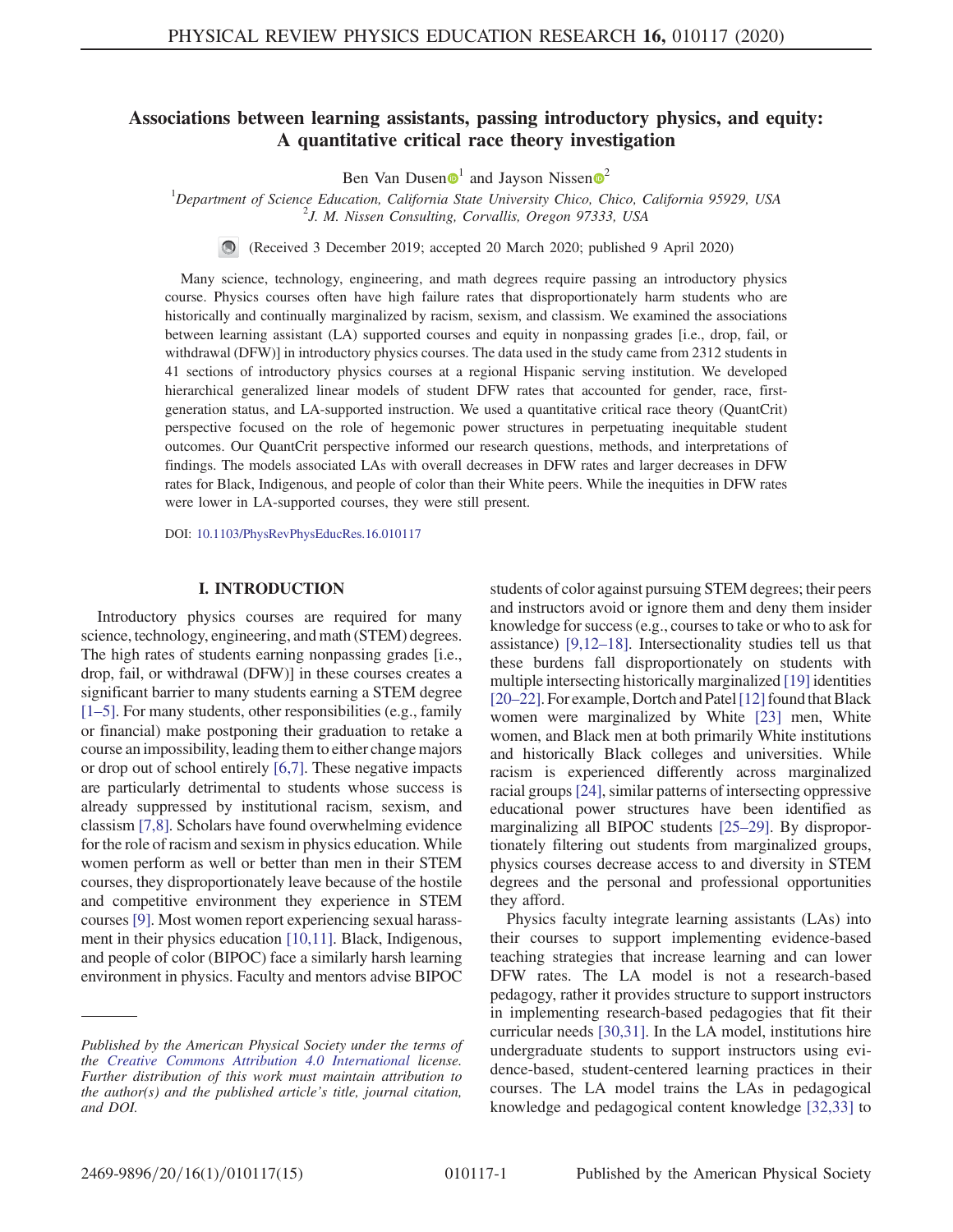# Associations between learning assistants, passing introductory physics, and equity: A quantitative critical race theory investigation

Ben Van Dusen[1] and Jayson Nissen[2]

[1]*Department of Science Education, California State University Chico, Chico, California 95929, USA*
[2]*J. M. Nissen Consulting, Corvallis, Oregon 97333, USA*

(Received 3 December 2019; accepted 20 March 2020; published 9 April 2020)

Many science, technology, engineering, and math degrees require passing an introductory physics course. Physics courses often have high failure rates that disproportionately harm students who are historically and continually marginalized by racism, sexism, and classism. We examined the associations between learning assistant (LA) supported courses and equity in nonpassing grades [i.e., drop, fail, or withdrawal (DFW)] in introductory physics courses. The data used in the study came from 2312 students in 41 sections of introductory physics courses at a regional Hispanic serving institution. We developed hierarchical generalized linear models of student DFW rates that accounted for gender, race, first-generation status, and LA-supported instruction. We used a quantitative critical race theory (QuantCrit) perspective focused on the role of hegemonic power structures in perpetuating inequitable student outcomes. Our QuantCrit perspective informed our research questions, methods, and interpretations of findings. The models associated LAs with overall decreases in DFW rates and larger decreases in DFW rates for Black, Indigenous, and people of color than their White peers. While the inequities in DFW rates were lower in LA-supported courses, they were still present.

DOI: 10.1103/PhysRevPhysEducRes.16.010117

## I. INTRODUCTION

Introductory physics courses are required for many science, technology, engineering, and math (STEM) degrees. The high rates of students earning nonpassing grades [i.e., drop, fail, or withdrawal (DFW)] in these courses creates a significant barrier to many students earning a STEM degree [1–5]. For many students, other responsibilities (e.g., family or financial) make postponing their graduation to retake a course an impossibility, leading them to either change majors or drop out of school entirely [6,7]. These negative impacts are particularly detrimental to students whose success is already suppressed by institutional racism, sexism, and classism [7,8]. Scholars have found overwhelming evidence for the role of racism and sexism in physics education. While women perform as well or better than men in their STEM courses, they disproportionately leave because of the hostile and competitive environment they experience in STEM courses [9]. Most women report experiencing sexual harassment in their physics education [10,11]. Black, Indigenous, and people of color (BIPOC) face a similarly harsh learning environment in physics. Faculty and mentors advise BIPOC students of color against pursuing STEM degrees; their peers and instructors avoid or ignore them and deny them insider knowledge for success (e.g., courses to take or who to ask for assistance) [9,12–18]. Intersectionality studies tell us that these burdens fall disproportionately on students with multiple intersecting historically marginalized [19] identities [20–22]. For example, Dortch and Patel [12] found that Black women were marginalized by White [23] men, White women, and Black men at both primarily White institutions and historically Black colleges and universities. While racism is experienced differently across marginalized racial groups [24], similar patterns of intersecting oppressive educational power structures have been identified as marginalizing all BIPOC students [25–29]. By disproportionately filtering out students from marginalized groups, physics courses decrease access to and diversity in STEM degrees and the personal and professional opportunities they afford.

Physics faculty integrate learning assistants (LAs) into their courses to support implementing evidence-based teaching strategies that increase learning and can lower DFW rates. The LA model is not a research-based pedagogy, rather it provides structure to support instructors in implementing research-based pedagogies that fit their curricular needs [30,31]. In the LA model, institutions hire undergraduate students to support instructors using evidence-based, student-centered learning practices in their courses. The LA model trains the LAs in pedagogical knowledge and pedagogical content knowledge [32,33] to

*Published by the American Physical Society under the terms of the Creative Commons Attribution 4.0 International license. Further distribution of this work must maintain attribution to the author(s) and the published article's title, journal citation, and DOI.*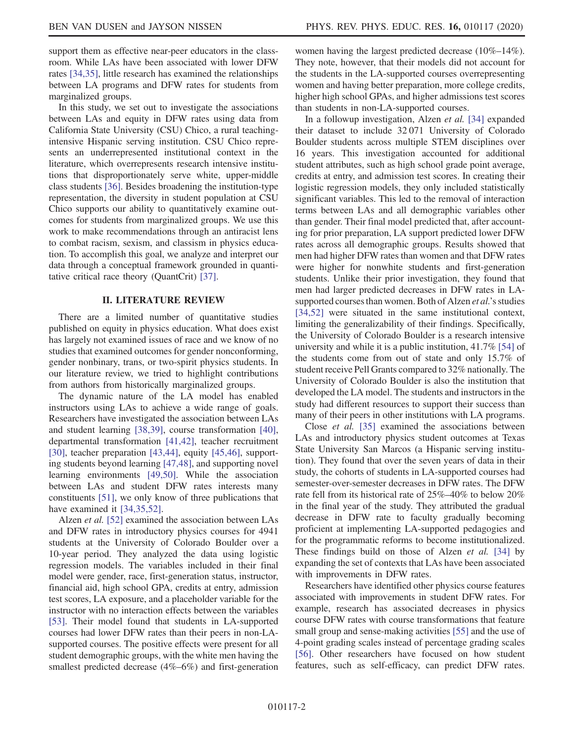support them as effective near-peer educators in the classroom. While LAs have been associated with lower DFW rates [34,35], little research has examined the relationships between LA programs and DFW rates for students from marginalized groups.

In this study, we set out to investigate the associations between LAs and equity in DFW rates using data from California State University (CSU) Chico, a rural teaching-intensive Hispanic serving institution. CSU Chico represents an underrepresented institutional context in the literature, which overrepresents research intensive institutions that disproportionately serve white, upper-middle class students [36]. Besides broadening the institution-type representation, the diversity in student population at CSU Chico supports our ability to quantitatively examine outcomes for students from marginalized groups. We use this work to make recommendations through an antiracist lens to combat racism, sexism, and classism in physics education. To accomplish this goal, we analyze and interpret our data through a conceptual framework grounded in quantitative critical race theory (QuantCrit) [37].

## II. LITERATURE REVIEW

There are a limited number of quantitative studies published on equity in physics education. What does exist has largely not examined issues of race and we know of no studies that examined outcomes for gender nonconforming, gender nonbinary, trans, or two-spirit physics students. In our literature review, we tried to highlight contributions from authors from historically marginalized groups.

The dynamic nature of the LA model has enabled instructors using LAs to achieve a wide range of goals. Researchers have investigated the association between LAs and student learning [38,39], course transformation [40], departmental transformation [41,42], teacher recruitment [30], teacher preparation [43,44], equity [45,46], supporting students beyond learning [47,48], and supporting novel learning environments [49,50]. While the association between LAs and student DFW rates interests many constituents [51], we only know of three publications that have examined it [34,35,52].

Alzen *et al.* [52] examined the association between LAs and DFW rates in introductory physics courses for 4941 students at the University of Colorado Boulder over a 10-year period. They analyzed the data using logistic regression models. The variables included in their final model were gender, race, first-generation status, instructor, financial aid, high school GPA, credits at entry, admission test scores, LA exposure, and a placeholder variable for the instructor with no interaction effects between the variables [53]. Their model found that students in LA-supported courses had lower DFW rates than their peers in non-LA-supported courses. The positive effects were present for all student demographic groups, with the white men having the smallest predicted decrease (4%–6%) and first-generation women having the largest predicted decrease (10%–14%). They note, however, that their models did not account for the students in the LA-supported courses overrepresenting women and having better preparation, more college credits, higher high school GPAs, and higher admissions test scores than students in non-LA-supported courses.

In a followup investigation, Alzen *et al.* [34] expanded their dataset to include 32 071 University of Colorado Boulder students across multiple STEM disciplines over 16 years. This investigation accounted for additional student attributes, such as high school grade point average, credits at entry, and admission test scores. In creating their logistic regression models, they only included statistically significant variables. This led to the removal of interaction terms between LAs and all demographic variables other than gender. Their final model predicted that, after accounting for prior preparation, LA support predicted lower DFW rates across all demographic groups. Results showed that men had higher DFW rates than women and that DFW rates were higher for nonwhite students and first-generation students. Unlike their prior investigation, they found that men had larger predicted decreases in DFW rates in LA-supported courses than women. Both of Alzen *et al.*'s studies [34,52] were situated in the same institutional context, limiting the generalizability of their findings. Specifically, the University of Colorado Boulder is a research intensive university and while it is a public institution, 41.7% [54] of the students come from out of state and only 15.7% of student receive Pell Grants compared to 32% nationally. The University of Colorado Boulder is also the institution that developed the LA model. The students and instructors in the study had different resources to support their success than many of their peers in other institutions with LA programs.

Close *et al.* [35] examined the associations between LAs and introductory physics student outcomes at Texas State University San Marcos (a Hispanic serving institution). They found that over the seven years of data in their study, the cohorts of students in LA-supported courses had semester-over-semester decreases in DFW rates. The DFW rate fell from its historical rate of 25%–40% to below 20% in the final year of the study. They attributed the gradual decrease in DFW rate to faculty gradually becoming proficient at implementing LA-supported pedagogies and for the programmatic reforms to become institutionalized. These findings build on those of Alzen *et al.* [34] by expanding the set of contexts that LAs have been associated with improvements in DFW rates.

Researchers have identified other physics course features associated with improvements in student DFW rates. For example, research has associated decreases in physics course DFW rates with course transformations that feature small group and sense-making activities [55] and the use of 4-point grading scales instead of percentage grading scales [56]. Other researchers have focused on how student features, such as self-efficacy, can predict DFW rates.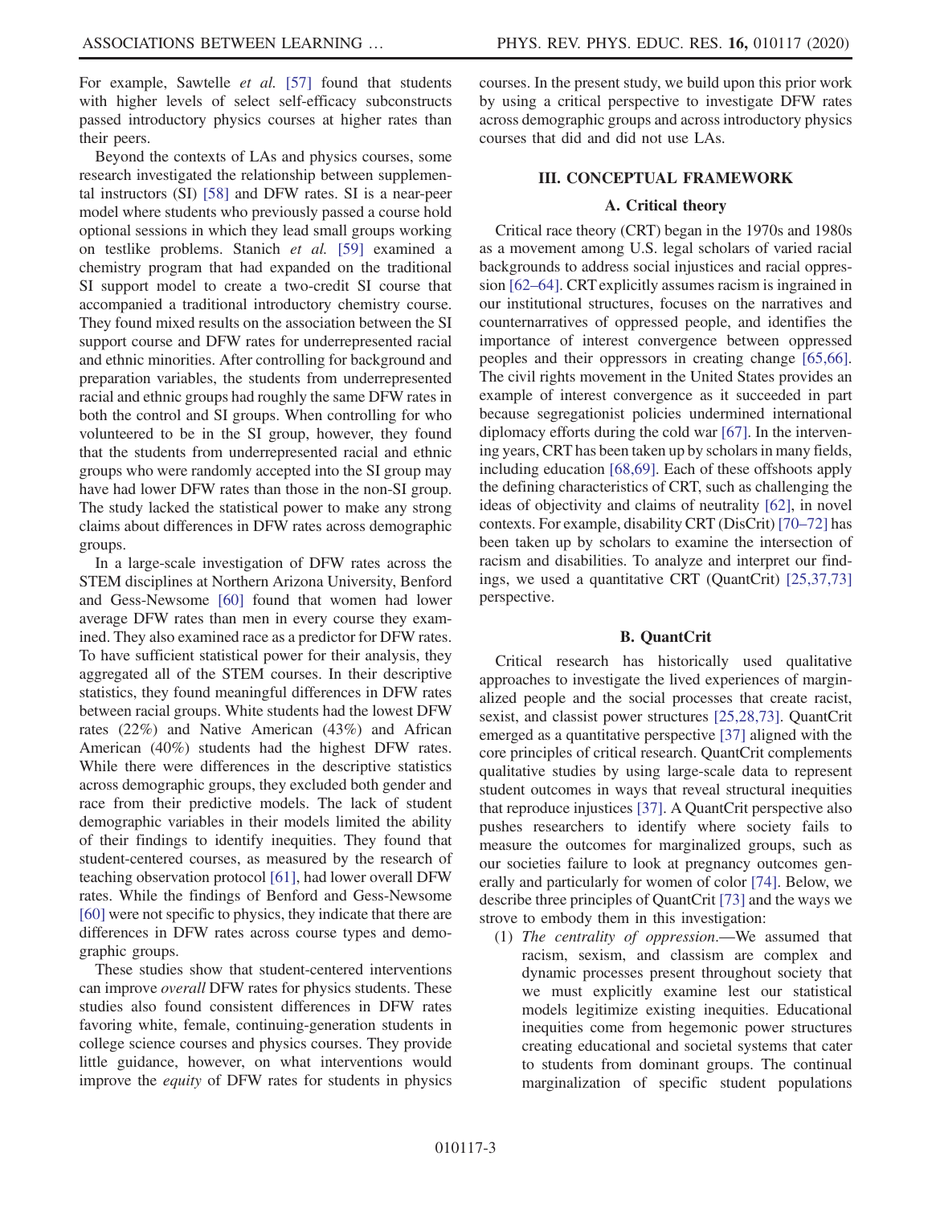For example, Sawtelle *et al.* [57] found that students with higher levels of select self-efficacy subconstructs passed introductory physics courses at higher rates than their peers.

Beyond the contexts of LAs and physics courses, some research investigated the relationship between supplemental instructors (SI) [58] and DFW rates. SI is a near-peer model where students who previously passed a course hold optional sessions in which they lead small groups working on testlike problems. Stanich *et al.* [59] examined a chemistry program that had expanded on the traditional SI support model to create a two-credit SI course that accompanied a traditional introductory chemistry course. They found mixed results on the association between the SI support course and DFW rates for underrepresented racial and ethnic minorities. After controlling for background and preparation variables, the students from underrepresented racial and ethnic groups had roughly the same DFW rates in both the control and SI groups. When controlling for who volunteered to be in the SI group, however, they found that the students from underrepresented racial and ethnic groups who were randomly accepted into the SI group may have had lower DFW rates than those in the non-SI group. The study lacked the statistical power to make any strong claims about differences in DFW rates across demographic groups.

In a large-scale investigation of DFW rates across the STEM disciplines at Northern Arizona University, Benford and Gess-Newsome [60] found that women had lower average DFW rates than men in every course they examined. They also examined race as a predictor for DFW rates. To have sufficient statistical power for their analysis, they aggregated all of the STEM courses. In their descriptive statistics, they found meaningful differences in DFW rates between racial groups. White students had the lowest DFW rates (22%) and Native American (43%) and African American (40%) students had the highest DFW rates. While there were differences in the descriptive statistics across demographic groups, they excluded both gender and race from their predictive models. The lack of student demographic variables in their models limited the ability of their findings to identify inequities. They found that student-centered courses, as measured by the research of teaching observation protocol [61], had lower overall DFW rates. While the findings of Benford and Gess-Newsome [60] were not specific to physics, they indicate that there are differences in DFW rates across course types and demographic groups.

These studies show that student-centered interventions can improve *overall* DFW rates for physics students. These studies also found consistent differences in DFW rates favoring white, female, continuing-generation students in college science courses and physics courses. They provide little guidance, however, on what interventions would improve the *equity* of DFW rates for students in physics courses. In the present study, we build upon this prior work by using a critical perspective to investigate DFW rates across demographic groups and across introductory physics courses that did and did not use LAs.

## III. CONCEPTUAL FRAMEWORK

### A. Critical theory

Critical race theory (CRT) began in the 1970s and 1980s as a movement among U.S. legal scholars of varied racial backgrounds to address social injustices and racial oppression [62–64]. CRT explicitly assumes racism is ingrained in our institutional structures, focuses on the narratives and counternarratives of oppressed people, and identifies the importance of interest convergence between oppressed peoples and their oppressors in creating change [65,66]. The civil rights movement in the United States provides an example of interest convergence as it succeeded in part because segregationist policies undermined international diplomacy efforts during the cold war [67]. In the intervening years, CRT has been taken up by scholars in many fields, including education [68,69]. Each of these offshoots apply the defining characteristics of CRT, such as challenging the ideas of objectivity and claims of neutrality [62], in novel contexts. For example, disability CRT (DisCrit) [70–72] has been taken up by scholars to examine the intersection of racism and disabilities. To analyze and interpret our findings, we used a quantitative CRT (QuantCrit) [25,37,73] perspective.

### B. QuantCrit

Critical research has historically used qualitative approaches to investigate the lived experiences of marginalized people and the social processes that create racist, sexist, and classist power structures [25,28,73]. QuantCrit emerged as a quantitative perspective [37] aligned with the core principles of critical research. QuantCrit complements qualitative studies by using large-scale data to represent student outcomes in ways that reveal structural inequities that reproduce injustices [37]. A QuantCrit perspective also pushes researchers to identify where society fails to measure the outcomes for marginalized groups, such as our societies failure to look at pregnancy outcomes generally and particularly for women of color [74]. Below, we describe three principles of QuantCrit [73] and the ways we strove to embody them in this investigation:

1. *The centrality of oppression.*—We assumed that racism, sexism, and classism are complex and dynamic processes present throughout society that we must explicitly examine lest our statistical models legitimize existing inequities. Educational inequities come from hegemonic power structures creating educational and societal systems that cater to students from dominant groups. The continual marginalization of specific student populations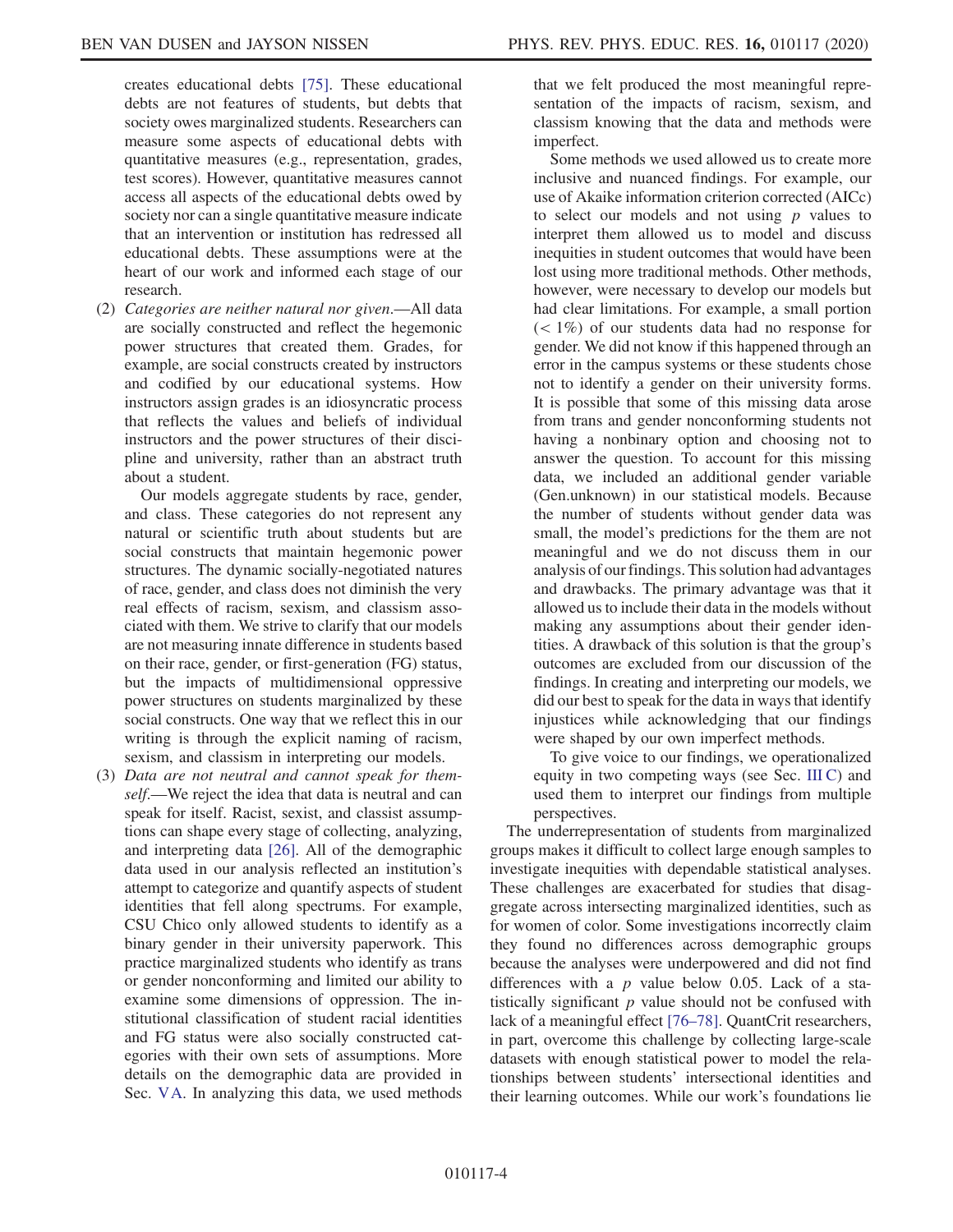creates educational debts [75]. These educational debts are not features of students, but debts that society owes marginalized students. Researchers can measure some aspects of educational debts with quantitative measures (e.g., representation, grades, test scores). However, quantitative measures cannot access all aspects of the educational debts owed by society nor can a single quantitative measure indicate that an intervention or institution has redressed all educational debts. These assumptions were at the heart of our work and informed each stage of our research.

(2) *Categories are neither natural nor given*.—All data are socially constructed and reflect the hegemonic power structures that created them. Grades, for example, are social constructs created by instructors and codified by our educational systems. How instructors assign grades is an idiosyncratic process that reflects the values and beliefs of individual instructors and the power structures of their discipline and university, rather than an abstract truth about a student.

   Our models aggregate students by race, gender, and class. These categories do not represent any natural or scientific truth about students but are social constructs that maintain hegemonic power structures. The dynamic socially-negotiated natures of race, gender, and class does not diminish the very real effects of racism, sexism, and classism associated with them. We strive to clarify that our models are not measuring innate difference in students based on their race, gender, or first-generation (FG) status, but the impacts of multidimensional oppressive power structures on students marginalized by these social constructs. One way that we reflect this in our writing is through the explicit naming of racism, sexism, and classism in interpreting our models.

(3) *Data are not neutral and cannot speak for themself*.—We reject the idea that data is neutral and can speak for itself. Racist, sexist, and classist assumptions can shape every stage of collecting, analyzing, and interpreting data [26]. All of the demographic data used in our analysis reflected an institution's attempt to categorize and quantify aspects of student identities that fell along spectrums. For example, CSU Chico only allowed students to identify as a binary gender in their university paperwork. This practice marginalized students who identify as trans or gender nonconforming and limited our ability to examine some dimensions of oppression. The institutional classification of student racial identities and FG status were also socially constructed categories with their own sets of assumptions. More details on the demographic data are provided in Sec. V A. In analyzing this data, we used methods that we felt produced the most meaningful representation of the impacts of racism, sexism, and classism knowing that the data and methods were imperfect.

   Some methods we used allowed us to create more inclusive and nuanced findings. For example, our use of Akaike information criterion corrected (AICc) to select our models and not using $p$ values to interpret them allowed us to model and discuss inequities in student outcomes that would have been lost using more traditional methods. Other methods, however, were necessary to develop our models but had clear limitations. For example, a small portion ($< 1\%$) of our students data had no response for gender. We did not know if this happened through an error in the campus systems or these students chose not to identify a gender on their university forms. It is possible that some of this missing data arose from trans and gender nonconforming students not having a nonbinary option and choosing not to answer the question. To account for this missing data, we included an additional gender variable (Gen.unknown) in our statistical models. Because the number of students without gender data was small, the model's predictions for the them are not meaningful and we do not discuss them in our analysis of our findings. This solution had advantages and drawbacks. The primary advantage was that it allowed us to include their data in the models without making any assumptions about their gender identities. A drawback of this solution is that the group's outcomes are excluded from our discussion of the findings. In creating and interpreting our models, we did our best to speak for the data in ways that identify injustices while acknowledging that our findings were shaped by our own imperfect methods.

   To give voice to our findings, we operationalized equity in two competing ways (see Sec. III C) and used them to interpret our findings from multiple perspectives.

The underrepresentation of students from marginalized groups makes it difficult to collect large enough samples to investigate inequities with dependable statistical analyses. These challenges are exacerbated for studies that disaggregate across intersecting marginalized identities, such as for women of color. Some investigations incorrectly claim they found no differences across demographic groups because the analyses were underpowered and did not find differences with a $p$ value below 0.05. Lack of a statistically significant $p$ value should not be confused with lack of a meaningful effect [76–78]. QuantCrit researchers, in part, overcome this challenge by collecting large-scale datasets with enough statistical power to model the relationships between students' intersectional identities and their learning outcomes. While our work's foundations lie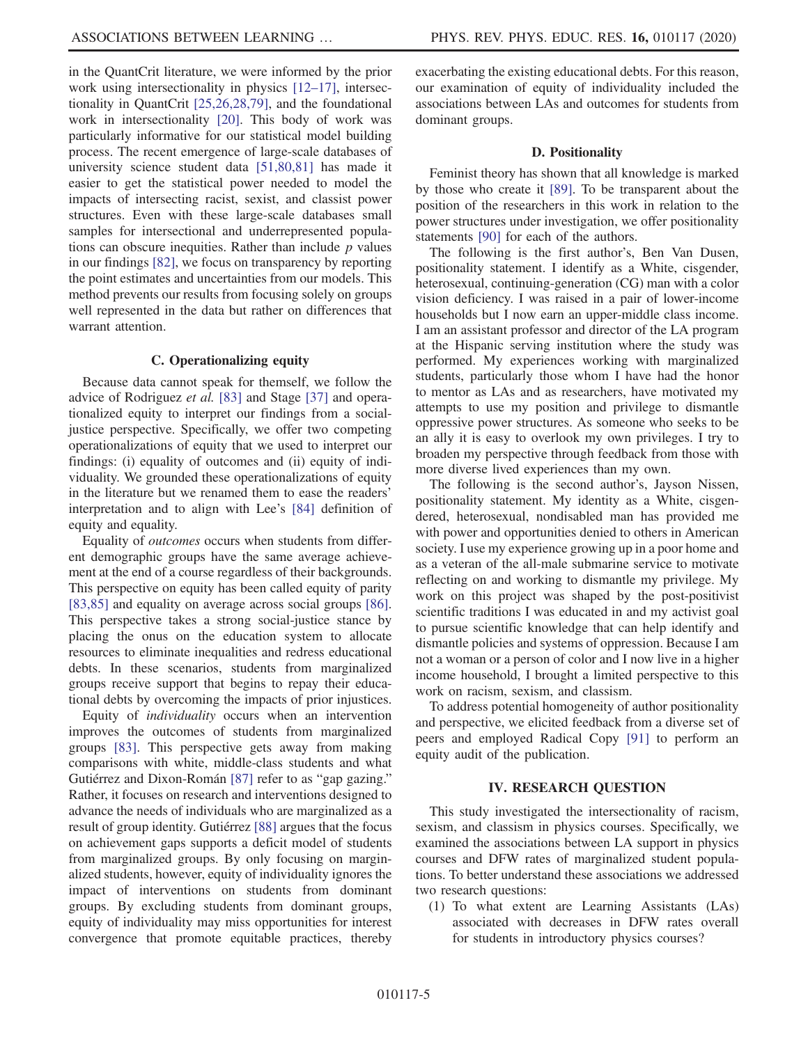in the QuantCrit literature, we were informed by the prior work using intersectionality in physics [12–17], intersectionality in QuantCrit [25,26,28,79], and the foundational work in intersectionality [20]. This body of work was particularly informative for our statistical model building process. The recent emergence of large-scale databases of university science student data [51,80,81] has made it easier to get the statistical power needed to model the impacts of intersecting racist, sexist, and classist power structures. Even with these large-scale databases small samples for intersectional and underrepresented populations can obscure inequities. Rather than include $p$ values in our findings [82], we focus on transparency by reporting the point estimates and uncertainties from our models. This method prevents our results from focusing solely on groups well represented in the data but rather on differences that warrant attention.

### C. Operationalizing equity

Because data cannot speak for themself, we follow the advice of Rodriguez *et al.* [83] and Stage [37] and operationalized equity to interpret our findings from a social-justice perspective. Specifically, we offer two competing operationalizations of equity that we used to interpret our findings: (i) equality of outcomes and (ii) equity of individuality. We grounded these operationalizations of equity in the literature but we renamed them to ease the readers' interpretation and to align with Lee's [84] definition of equity and equality.

Equality of *outcomes* occurs when students from different demographic groups have the same average achievement at the end of a course regardless of their backgrounds. This perspective on equity has been called equity of parity [83,85] and equality on average across social groups [86]. This perspective takes a strong social-justice stance by placing the onus on the education system to allocate resources to eliminate inequalities and redress educational debts. In these scenarios, students from marginalized groups receive support that begins to repay their educational debts by overcoming the impacts of prior injustices.

Equity of *individuality* occurs when an intervention improves the outcomes of students from marginalized groups [83]. This perspective gets away from making comparisons with white, middle-class students and what Gutiérrez and Dixon-Román [87] refer to as "gap gazing." Rather, it focuses on research and interventions designed to advance the needs of individuals who are marginalized as a result of group identity. Gutiérrez [88] argues that the focus on achievement gaps supports a deficit model of students from marginalized groups. By only focusing on marginalized students, however, equity of individuality ignores the impact of interventions on students from dominant groups. By excluding students from dominant groups, equity of individuality may miss opportunities for interest convergence that promote equitable practices, thereby exacerbating the existing educational debts. For this reason, our examination of equity of individuality included the associations between LAs and outcomes for students from dominant groups.

### D. Positionality

Feminist theory has shown that all knowledge is marked by those who create it [89]. To be transparent about the position of the researchers in this work in relation to the power structures under investigation, we offer positionality statements [90] for each of the authors.

The following is the first author's, Ben Van Dusen, positionality statement. I identify as a White, cisgender, heterosexual, continuing-generation (CG) man with a color vision deficiency. I was raised in a pair of lower-income households but I now earn an upper-middle class income. I am an assistant professor and director of the LA program at the Hispanic serving institution where the study was performed. My experiences working with marginalized students, particularly those whom I have had the honor to mentor as LAs and as researchers, have motivated my attempts to use my position and privilege to dismantle oppressive power structures. As someone who seeks to be an ally it is easy to overlook my own privileges. I try to broaden my perspective through feedback from those with more diverse lived experiences than my own.

The following is the second author's, Jayson Nissen, positionality statement. My identity as a White, cisgendered, heterosexual, nondisabled man has provided me with power and opportunities denied to others in American society. I use my experience growing up in a poor home and as a veteran of the all-male submarine service to motivate reflecting on and working to dismantle my privilege. My work on this project was shaped by the post-positivist scientific traditions I was educated in and my activist goal to pursue scientific knowledge that can help identify and dismantle policies and systems of oppression. Because I am not a woman or a person of color and I now live in a higher income household, I brought a limited perspective to this work on racism, sexism, and classism.

To address potential homogeneity of author positionality and perspective, we elicited feedback from a diverse set of peers and employed Radical Copy [91] to perform an equity audit of the publication.

## IV. RESEARCH QUESTION

This study investigated the intersectionality of racism, sexism, and classism in physics courses. Specifically, we examined the associations between LA support in physics courses and DFW rates of marginalized student populations. To better understand these associations we addressed two research questions:

1. To what extent are Learning Assistants (LAs) associated with decreases in DFW rates overall for students in introductory physics courses?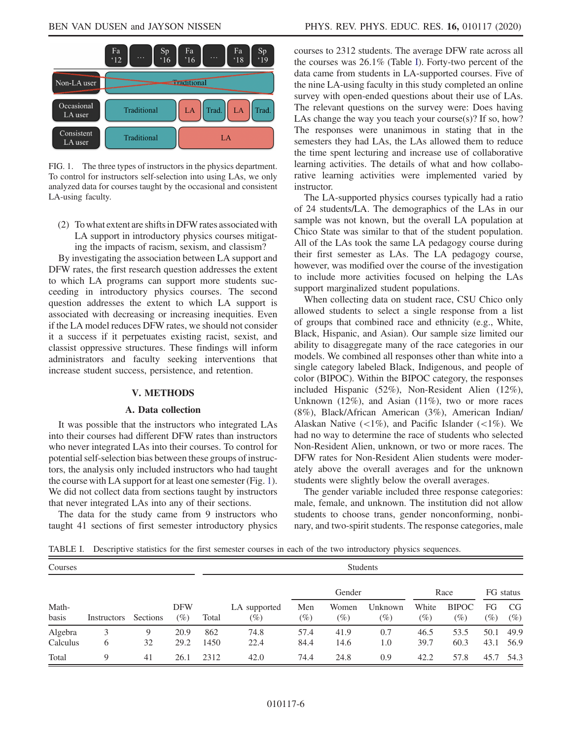FIG. 1. The three types of instructors in the physics department. To control for instructors self-selection into using LAs, we only analyzed data for courses taught by the occasional and consistent LA-using faculty.

(2) To what extent are shifts in DFW rates associated with LA support in introductory physics courses mitigating the impacts of racism, sexism, and classism?

By investigating the association between LA support and DFW rates, the first research question addresses the extent to which LA programs can support more students succeeding in introductory physics courses. The second question addresses the extent to which LA support is associated with decreasing or increasing inequities. Even if the LA model reduces DFW rates, we should not consider it a success if it perpetuates existing racist, sexist, and classist oppressive structures. These findings will inform administrators and faculty seeking interventions that increase student success, persistence, and retention.

## V. METHODS

### A. Data collection

It was possible that the instructors who integrated LAs into their courses had different DFW rates than instructors who never integrated LAs into their courses. To control for potential self-selection bias between these groups of instructors, the analysis only included instructors who had taught the course with LA support for at least one semester (Fig. 1). We did not collect data from sections taught by instructors that never integrated LAs into any of their sections.

The data for the study came from 9 instructors who taught 41 sections of first semester introductory physics courses to 2312 students. The average DFW rate across all the courses was 26.1% (Table I). Forty-two percent of the data came from students in LA-supported courses. Five of the nine LA-using faculty in this study completed an online survey with open-ended questions about their use of LAs. The relevant questions on the survey were: Does having LAs change the way you teach your course(s)? If so, how? The responses were unanimous in stating that in the semesters they had LAs, the LAs allowed them to reduce the time spent lecturing and increase use of collaborative learning activities. The details of what and how collaborative learning activities were implemented varied by instructor.

The LA-supported physics courses typically had a ratio of 24 students/LA. The demographics of the LAs in our sample was not known, but the overall LA population at Chico State was similar to that of the student population. All of the LAs took the same LA pedagogy course during their first semester as LAs. The LA pedagogy course, however, was modified over the course of the investigation to include more activities focused on helping the LAs support marginalized student populations.

When collecting data on student race, CSU Chico only allowed students to select a single response from a list of groups that combined race and ethnicity (e.g., White, Black, Hispanic, and Asian). Our sample size limited our ability to disaggregate many of the race categories in our models. We combined all responses other than white into a single category labeled Black, Indigenous, and people of color (BIPOC). Within the BIPOC category, the responses included Hispanic (52%), Non-Resident Alien (12%), Unknown (12%), and Asian (11%), two or more races (8%), Black/African American (3%), American Indian/Alaskan Native (<1%), and Pacific Islander (<1%). We had no way to determine the race of students who selected Non-Resident Alien, unknown, or two or more races. The DFW rates for Non-Resident Alien students were moderately above the overall averages and for the unknown students were slightly below the overall averages.

The gender variable included three response categories: male, female, and unknown. The institution did not allow students to choose trans, gender nonconforming, nonbinary, and two-spirit students. The response categories, male

TABLE I. Descriptive statistics for the first semester courses in each of the two introductory physics sequences.

| Courses | | | | Students | | | | | | | | |
|---|---|---|---|---|---|---|---|---|---|---|---|---|
| | | | | | | Gender | | | Race | | FG status | |
| Math-basis | Instructors | Sections | DFW (%) | Total | LA supported (%) | Men (%) | Women (%) | Unknown (%) | White (%) | BIPOC (%) | FG (%) | CG (%) |
| Algebra | 3 | 9 | 20.9 | 862 | 74.8 | 57.4 | 41.9 | 0.7 | 46.5 | 53.5 | 50.1 | 49.9 |
| Calculus | 6 | 32 | 29.2 | 1450 | 22.4 | 84.4 | 14.6 | 1.0 | 39.7 | 60.3 | 43.1 | 56.9 |
| Total | 9 | 41 | 26.1 | 2312 | 42.0 | 74.4 | 24.8 | 0.9 | 42.2 | 57.8 | 45.7 | 54.3 |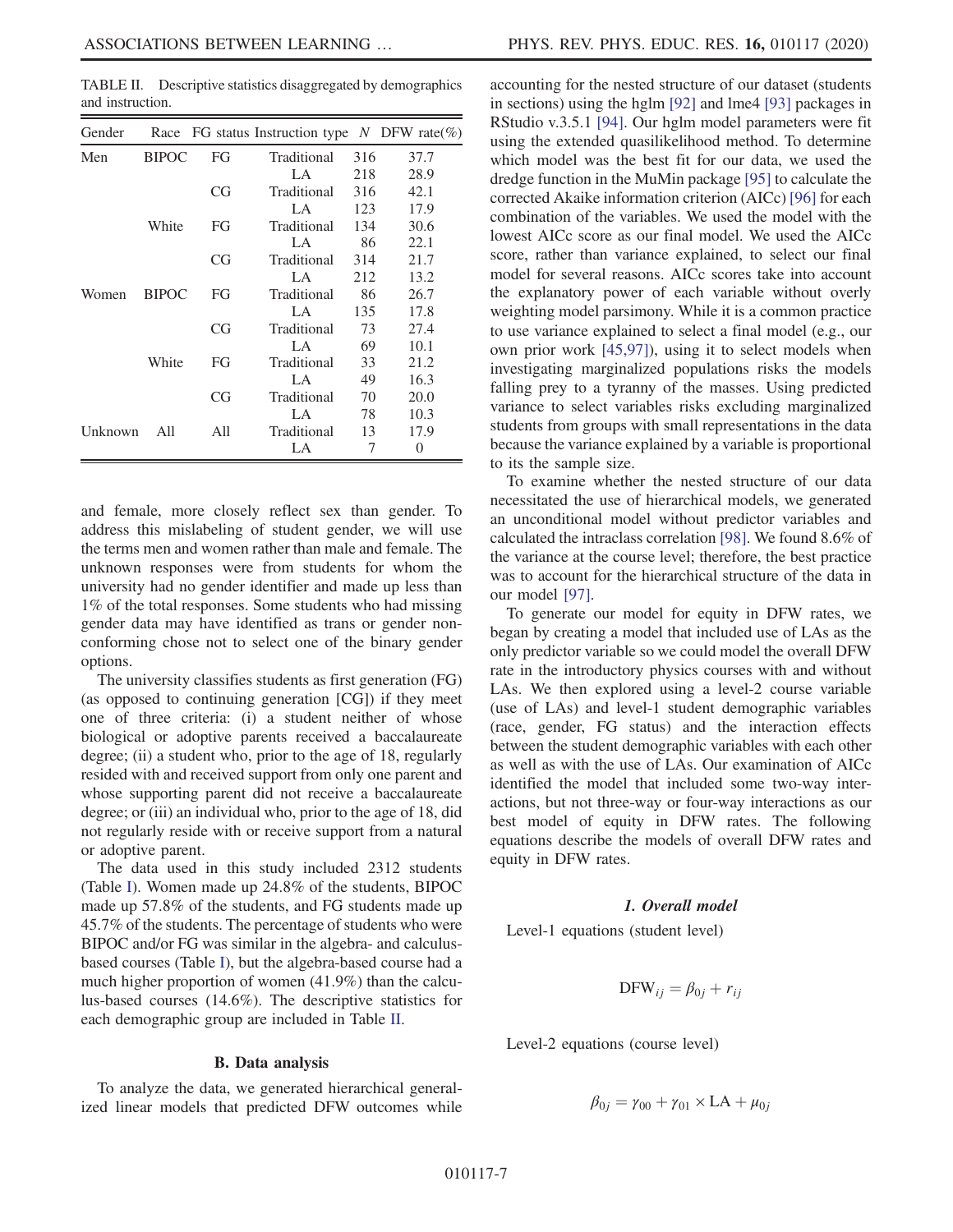TABLE II. Descriptive statistics disaggregated by demographics and instruction.

| Gender | Race | FG status | Instruction type | N | DFW rate(%) |
|---|---|---|---|---|---|
| Men | BIPOC | FG | Traditional | 316 | 37.7 |
| | | | LA | 218 | 28.9 |
| | | CG | Traditional | 316 | 42.1 |
| | | | LA | 123 | 17.9 |
| | White | FG | Traditional | 134 | 30.6 |
| | | | LA | 86 | 22.1 |
| | | CG | Traditional | 314 | 21.7 |
| | | | LA | 212 | 13.2 |
| Women | BIPOC | FG | Traditional | 86 | 26.7 |
| | | | LA | 135 | 17.8 |
| | | CG | Traditional | 73 | 27.4 |
| | | | LA | 69 | 10.1 |
| | White | FG | Traditional | 33 | 21.2 |
| | | | LA | 49 | 16.3 |
| | | CG | Traditional | 70 | 20.0 |
| | | | LA | 78 | 10.3 |
| Unknown | All | All | Traditional | 13 | 17.9 |
| | | | LA | 7 | 0 |

and female, more closely reflect sex than gender. To address this mislabeling of student gender, we will use the terms men and women rather than male and female. The unknown responses were from students for whom the university had no gender identifier and made up less than 1% of the total responses. Some students who had missing gender data may have identified as trans or gender nonconforming chose not to select one of the binary gender options.

The university classifies students as first generation (FG) (as opposed to continuing generation [CG]) if they meet one of three criteria: (i) a student neither of whose biological or adoptive parents received a baccalaureate degree; (ii) a student who, prior to the age of 18, regularly resided with and received support from only one parent and whose supporting parent did not receive a baccalaureate degree; or (iii) an individual who, prior to the age of 18, did not regularly reside with or receive support from a natural or adoptive parent.

The data used in this study included 2312 students (Table I). Women made up 24.8% of the students, BIPOC made up 57.8% of the students, and FG students made up 45.7% of the students. The percentage of students who were BIPOC and/or FG was similar in the algebra- and calculus-based courses (Table I), but the algebra-based course had a much higher proportion of women (41.9%) than the calculus-based courses (14.6%). The descriptive statistics for each demographic group are included in Table II.

### B. Data analysis

To analyze the data, we generated hierarchical generalized linear models that predicted DFW outcomes while accounting for the nested structure of our dataset (students in sections) using the hglm [92] and lme4 [93] packages in RStudio v.3.5.1 [94]. Our hglm model parameters were fit using the extended quasilikelihood method. To determine which model was the best fit for our data, we used the dredge function in the MuMin package [95] to calculate the corrected Akaike information criterion (AICc) [96] for each combination of the variables. We used the model with the lowest AICc score as our final model. We used the AICc score, rather than variance explained, to select our final model for several reasons. AICc scores take into account the explanatory power of each variable without overly weighting model parsimony. While it is a common practice to use variance explained to select a final model (e.g., our own prior work [45,97]), using it to select models when investigating marginalized populations risks the models falling prey to a tyranny of the masses. Using predicted variance to select variables risks excluding marginalized students from groups with small representations in the data because the variance explained by a variable is proportional to its the sample size.

To examine whether the nested structure of our data necessitated the use of hierarchical models, we generated an unconditional model without predictor variables and calculated the intraclass correlation [98]. We found 8.6% of the variance at the course level; therefore, the best practice was to account for the hierarchical structure of the data in our model [97].

To generate our model for equity in DFW rates, we began by creating a model that included use of LAs as the only predictor variable so we could model the overall DFW rate in the introductory physics courses with and without LAs. We then explored using a level-2 course variable (use of LAs) and level-1 student demographic variables (race, gender, FG status) and the interaction effects between the student demographic variables with each other as well as with the use of LAs. Our examination of AICc identified the model that included some two-way interactions, but not three-way or four-way interactions as our best model of equity in DFW rates. The following equations describe the models of overall DFW rates and equity in DFW rates.

#### *1. Overall model*

Level-1 equations (student level)

$$\mathrm{DFW}_{ij} = \beta_{0j} + r_{ij}$$

Level-2 equations (course level)

$$\beta_{0j} = \gamma_{00} + \gamma_{01} \times \mathrm{LA} + \mu_{0j}$$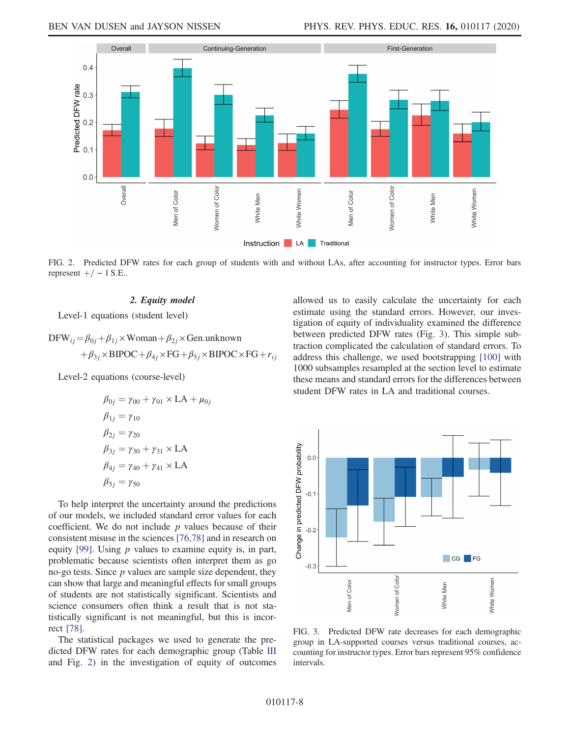FIG. 2. Predicted DFW rates for each group of students with and without LAs, after accounting for instructor types. Error bars represent +/ − 1 S.E..

### 2. *Equity model*

Level-1 equations (student level)

$$\mathrm{DFW}_{ij} = \beta_{0j} + \beta_{1j} \times \mathrm{Woman} + \beta_{2j} \times \mathrm{Gen.unknown} + \beta_{3j} \times \mathrm{BIPOC} + \beta_{4j} \times \mathrm{FG} + \beta_{5j} \times \mathrm{BIPOC} \times \mathrm{FG} + r_{ij}$$

Level-2 equations (course-level)

$$\beta_{0j} = \gamma_{00} + \gamma_{01} \times \mathrm{LA} + \mu_{0j}$$
$$\beta_{1j} = \gamma_{10}$$
$$\beta_{2j} = \gamma_{20}$$
$$\beta_{3j} = \gamma_{30} + \gamma_{31} \times \mathrm{LA}$$
$$\beta_{4j} = \gamma_{40} + \gamma_{41} \times \mathrm{LA}$$
$$\beta_{5j} = \gamma_{50}$$

To help interpret the uncertainty around the predictions of our models, we included standard error values for each coefficient. We do not include $p$ values because of their consistent misuse in the sciences [76,78] and in research on equity [99]. Using $p$ values to examine equity is, in part, problematic because scientists often interpret them as go no-go tests. Since $p$ values are sample size dependent, they can show that large and meaningful effects for small groups of students are not statistically significant. Scientists and science consumers often think a result that is not statistically significant is not meaningful, but this is incorrect [78].

The statistical packages we used to generate the predicted DFW rates for each demographic group (Table III and Fig. 2) in the investigation of equity of outcomes allowed us to easily calculate the uncertainty for each estimate using the standard errors. However, our investigation of equity of individuality examined the difference between predicted DFW rates (Fig. 3). This simple subtraction complicated the calculation of standard errors. To address this challenge, we used bootstrapping [100] with 1000 subsamples resampled at the section level to estimate these means and standard errors for the differences between student DFW rates in LA and traditional courses.

FIG. 3. Predicted DFW rate decreases for each demographic group in LA-supported courses versus traditional courses, accounting for instructor types. Error bars represent 95% confidence intervals.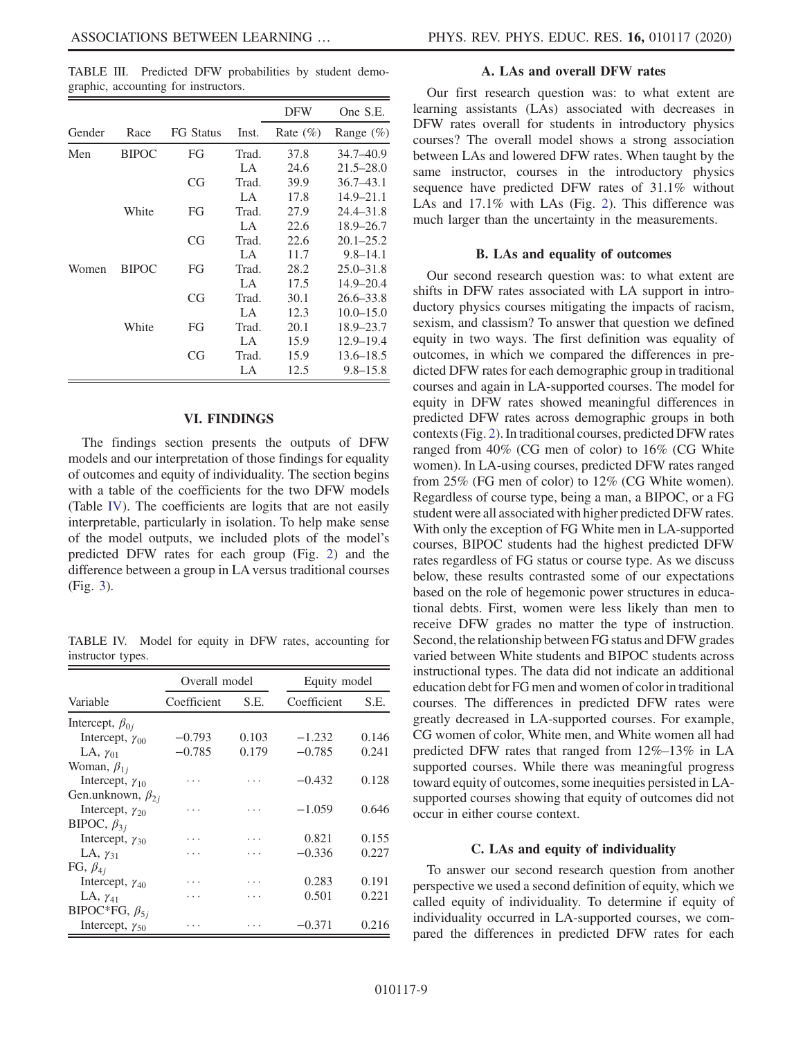TABLE III. Predicted DFW probabilities by student demographic, accounting for instructors.

| Gender | Race | FG Status | Inst. | DFW Rate (%) | One S.E. Range (%) |
|---|---|---|---|---|---|
| Men | BIPOC | FG | Trad. | 37.8 | 34.7–40.9 |
| | | | LA | 24.6 | 21.5–28.0 |
| | | CG | Trad. | 39.9 | 36.7–43.1 |
| | | | LA | 17.8 | 14.9–21.1 |
| | White | FG | Trad. | 27.9 | 24.4–31.8 |
| | | | LA | 22.6 | 18.9–26.7 |
| | | CG | Trad. | 22.6 | 20.1–25.2 |
| | | | LA | 11.7 | 9.8–14.1 |
| Women | BIPOC | FG | Trad. | 28.2 | 25.0–31.8 |
| | | | LA | 17.5 | 14.9–20.4 |
| | | CG | Trad. | 30.1 | 26.6–33.8 |
| | | | LA | 12.3 | 10.0–15.0 |
| | White | FG | Trad. | 20.1 | 18.9–23.7 |
| | | | LA | 15.9 | 12.9–19.4 |
| | | CG | Trad. | 15.9 | 13.6–18.5 |
| | | | LA | 12.5 | 9.8–15.8 |

## VI. FINDINGS

The findings section presents the outputs of DFW models and our interpretation of those findings for equality of outcomes and equity of individuality. The section begins with a table of the coefficients for the two DFW models (Table IV). The coefficients are logits that are not easily interpretable, particularly in isolation. To help make sense of the model outputs, we included plots of the model's predicted DFW rates for each group (Fig. 2) and the difference between a group in LA versus traditional courses (Fig. 3).

TABLE IV. Model for equity in DFW rates, accounting for instructor types.

| Variable | Overall model Coefficient | Overall model S.E. | Equity model Coefficient | Equity model S.E. |
|---|---|---|---|---|
| Intercept, $\beta_{0j}$ | | | | |
| Intercept, $\gamma_{00}$ | −0.793 | 0.103 | −1.232 | 0.146 |
| LA, $\gamma_{01}$ | −0.785 | 0.179 | −0.785 | 0.241 |
| Woman, $\beta_{1j}$ | | | | |
| Intercept, $\gamma_{10}$ | ... | ... | −0.432 | 0.128 |
| Gen.unknown, $\beta_{2j}$ | | | | |
| Intercept, $\gamma_{20}$ | ... | ... | −1.059 | 0.646 |
| BIPOC, $\beta_{3j}$ | | | | |
| Intercept, $\gamma_{30}$ | ... | ... | 0.821 | 0.155 |
| LA, $\gamma_{31}$ | ... | ... | −0.336 | 0.227 |
| FG, $\beta_{4j}$ | | | | |
| Intercept, $\gamma_{40}$ | ... | ... | 0.283 | 0.191 |
| LA, $\gamma_{41}$ | ... | ... | 0.501 | 0.221 |
| BIPOC*FG, $\beta_{5j}$ | | | | |
| Intercept, $\gamma_{50}$ | ... | ... | −0.371 | 0.216 |

### A. LAs and overall DFW rates

Our first research question was: to what extent are learning assistants (LAs) associated with decreases in DFW rates overall for students in introductory physics courses? The overall model shows a strong association between LAs and lowered DFW rates. When taught by the same instructor, courses in the introductory physics sequence have predicted DFW rates of 31.1% without LAs and 17.1% with LAs (Fig. 2). This difference was much larger than the uncertainty in the measurements.

### B. LAs and equality of outcomes

Our second research question was: to what extent are shifts in DFW rates associated with LA support in introductory physics courses mitigating the impacts of racism, sexism, and classism? To answer that question we defined equity in two ways. The first definition was equality of outcomes, in which we compared the differences in predicted DFW rates for each demographic group in traditional courses and again in LA-supported courses. The model for equity in DFW rates showed meaningful differences in predicted DFW rates across demographic groups in both contexts (Fig. 2). In traditional courses, predicted DFW rates ranged from 40% (CG men of color) to 16% (CG White women). In LA-using courses, predicted DFW rates ranged from 25% (FG men of color) to 12% (CG White women). Regardless of course type, being a man, a BIPOC, or a FG student were all associated with higher predicted DFW rates. With only the exception of FG White men in LA-supported courses, BIPOC students had the highest predicted DFW rates regardless of FG status or course type. As we discuss below, these results contrasted some of our expectations based on the role of hegemonic power structures in educational debts. First, women were less likely than men to receive DFW grades no matter the type of instruction. Second, the relationship between FG status and DFW grades varied between White students and BIPOC students across instructional types. The data did not indicate an additional education debt for FG men and women of color in traditional courses. The differences in predicted DFW rates were greatly decreased in LA-supported courses. For example, CG women of color, White men, and White women all had predicted DFW rates that ranged from 12%–13% in LA supported courses. While there was meaningful progress toward equity of outcomes, some inequities persisted in LA-supported courses showing that equity of outcomes did not occur in either course context.

### C. LAs and equity of individuality

To answer our second research question from another perspective we used a second definition of equity, which we called equity of individuality. To determine if equity of individuality occurred in LA-supported courses, we compared the differences in predicted DFW rates for each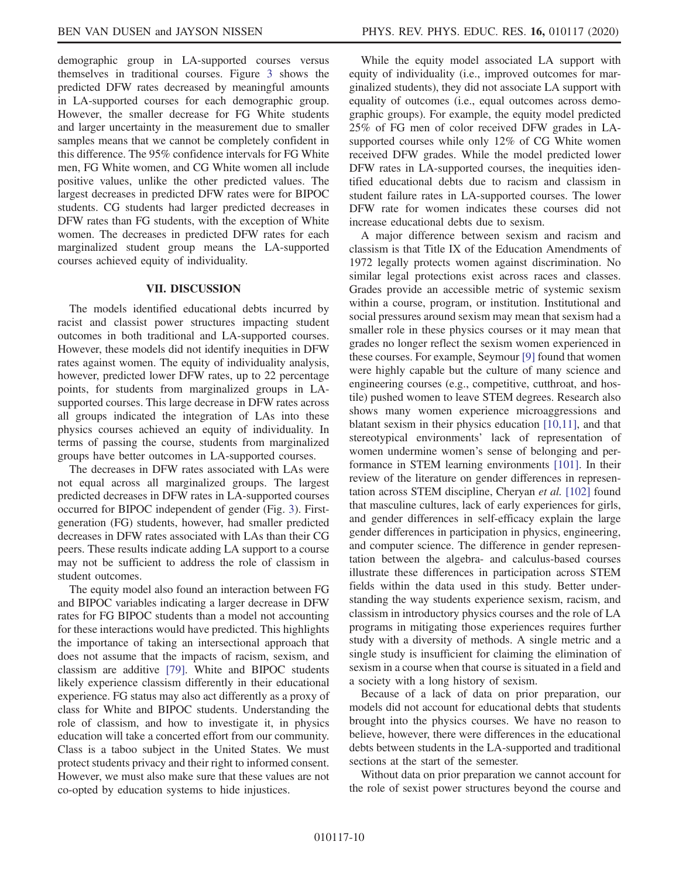demographic group in LA-supported courses versus themselves in traditional courses. Figure 3 shows the predicted DFW rates decreased by meaningful amounts in LA-supported courses for each demographic group. However, the smaller decrease for FG White students and larger uncertainty in the measurement due to smaller samples means that we cannot be completely confident in this difference. The 95% confidence intervals for FG White men, FG White women, and CG White women all include positive values, unlike the other predicted values. The largest decreases in predicted DFW rates were for BIPOC students. CG students had larger predicted decreases in DFW rates than FG students, with the exception of White women. The decreases in predicted DFW rates for each marginalized student group means the LA-supported courses achieved equity of individuality.

## VII. DISCUSSION

The models identified educational debts incurred by racist and classist power structures impacting student outcomes in both traditional and LA-supported courses. However, these models did not identify inequities in DFW rates against women. The equity of individuality analysis, however, predicted lower DFW rates, up to 22 percentage points, for students from marginalized groups in LA-supported courses. This large decrease in DFW rates across all groups indicated the integration of LAs into these physics courses achieved an equity of individuality. In terms of passing the course, students from marginalized groups have better outcomes in LA-supported courses.

The decreases in DFW rates associated with LAs were not equal across all marginalized groups. The largest predicted decreases in DFW rates in LA-supported courses occurred for BIPOC independent of gender (Fig. 3). First-generation (FG) students, however, had smaller predicted decreases in DFW rates associated with LAs than their CG peers. These results indicate adding LA support to a course may not be sufficient to address the role of classism in student outcomes.

The equity model also found an interaction between FG and BIPOC variables indicating a larger decrease in DFW rates for FG BIPOC students than a model not accounting for these interactions would have predicted. This highlights the importance of taking an intersectional approach that does not assume that the impacts of racism, sexism, and classism are additive [79]. White and BIPOC students likely experience classism differently in their educational experience. FG status may also act differently as a proxy of class for White and BIPOC students. Understanding the role of classism, and how to investigate it, in physics education will take a concerted effort from our community. Class is a taboo subject in the United States. We must protect students privacy and their right to informed consent. However, we must also make sure that these values are not co-opted by education systems to hide injustices.

While the equity model associated LA support with equity of individuality (i.e., improved outcomes for marginalized students), they did not associate LA support with equality of outcomes (i.e., equal outcomes across demographic groups). For example, the equity model predicted 25% of FG men of color received DFW grades in LA-supported courses while only 12% of CG White women received DFW grades. While the model predicted lower DFW rates in LA-supported courses, the inequities identified educational debts due to racism and classism in student failure rates in LA-supported courses. The lower DFW rate for women indicates these courses did not increase educational debts due to sexism.

A major difference between sexism and racism and classism is that Title IX of the Education Amendments of 1972 legally protects women against discrimination. No similar legal protections exist across races and classes. Grades provide an accessible metric of systemic sexism within a course, program, or institution. Institutional and social pressures around sexism may mean that sexism had a smaller role in these physics courses or it may mean that grades no longer reflect the sexism women experienced in these courses. For example, Seymour [9] found that women were highly capable but the culture of many science and engineering courses (e.g., competitive, cutthroat, and hostile) pushed women to leave STEM degrees. Research also shows many women experience microaggressions and blatant sexism in their physics education [10,11], and that stereotypical environments' lack of representation of women undermine women's sense of belonging and performance in STEM learning environments [101]. In their review of the literature on gender differences in representation across STEM discipline, Cheryan *et al.* [102] found that masculine cultures, lack of early experiences for girls, and gender differences in self-efficacy explain the large gender differences in participation in physics, engineering, and computer science. The difference in gender representation between the algebra- and calculus-based courses illustrate these differences in participation across STEM fields within the data used in this study. Better understanding the way students experience sexism, racism, and classism in introductory physics courses and the role of LA programs in mitigating those experiences requires further study with a diversity of methods. A single metric and a single study is insufficient for claiming the elimination of sexism in a course when that course is situated in a field and a society with a long history of sexism.

Because of a lack of data on prior preparation, our models did not account for educational debts that students brought into the physics courses. We have no reason to believe, however, there were differences in the educational debts between students in the LA-supported and traditional sections at the start of the semester.

Without data on prior preparation we cannot account for the role of sexist power structures beyond the course and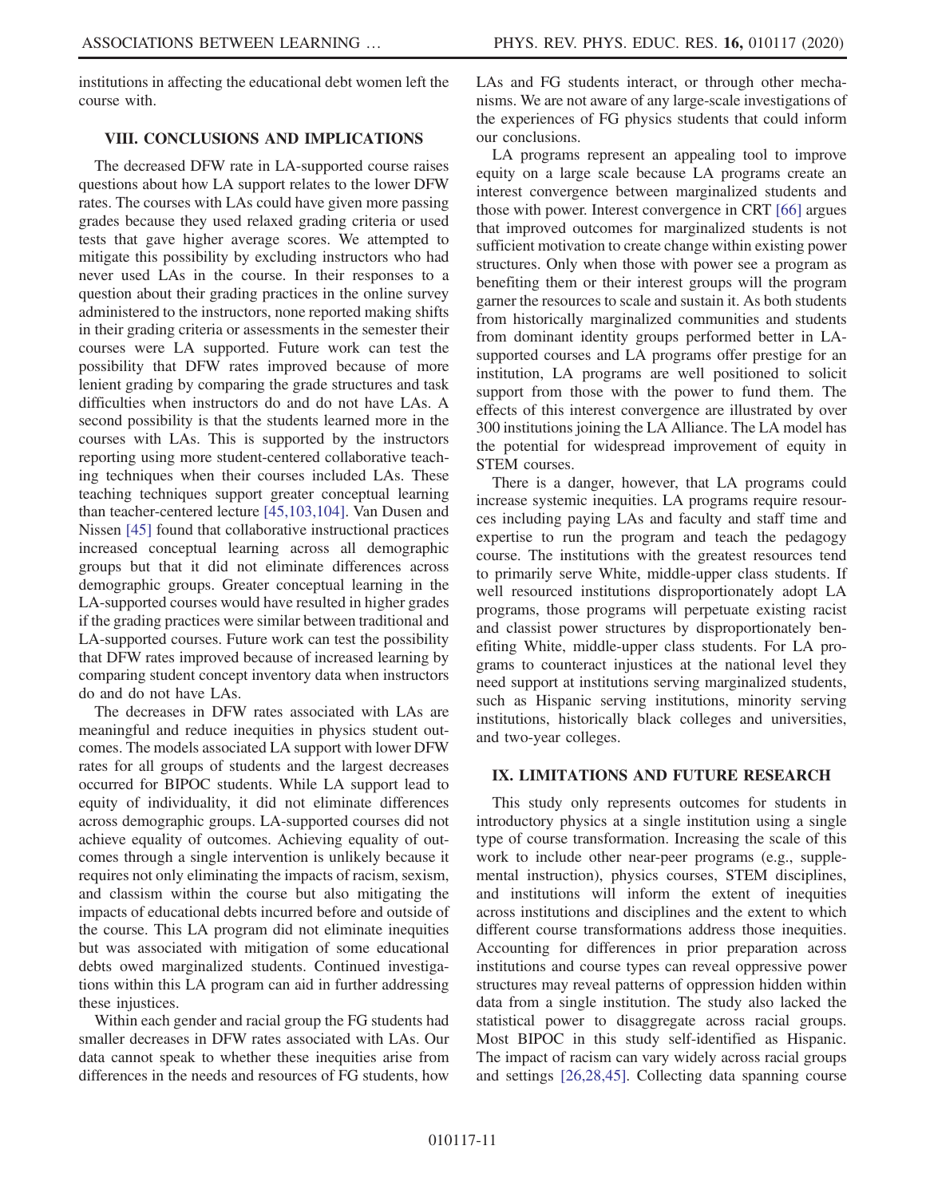institutions in affecting the educational debt women left the course with.

## VIII. CONCLUSIONS AND IMPLICATIONS

The decreased DFW rate in LA-supported course raises questions about how LA support relates to the lower DFW rates. The courses with LAs could have given more passing grades because they used relaxed grading criteria or used tests that gave higher average scores. We attempted to mitigate this possibility by excluding instructors who had never used LAs in the course. In their responses to a question about their grading practices in the online survey administered to the instructors, none reported making shifts in their grading criteria or assessments in the semester their courses were LA supported. Future work can test the possibility that DFW rates improved because of more lenient grading by comparing the grade structures and task difficulties when instructors do and do not have LAs. A second possibility is that the students learned more in the courses with LAs. This is supported by the instructors reporting using more student-centered collaborative teaching techniques when their courses included LAs. These teaching techniques support greater conceptual learning than teacher-centered lecture [45,103,104]. Van Dusen and Nissen [45] found that collaborative instructional practices increased conceptual learning across all demographic groups but that it did not eliminate differences across demographic groups. Greater conceptual learning in the LA-supported courses would have resulted in higher grades if the grading practices were similar between traditional and LA-supported courses. Future work can test the possibility that DFW rates improved because of increased learning by comparing student concept inventory data when instructors do and do not have LAs.

The decreases in DFW rates associated with LAs are meaningful and reduce inequities in physics student outcomes. The models associated LA support with lower DFW rates for all groups of students and the largest decreases occurred for BIPOC students. While LA support lead to equity of individuality, it did not eliminate differences across demographic groups. LA-supported courses did not achieve equality of outcomes. Achieving equality of outcomes through a single intervention is unlikely because it requires not only eliminating the impacts of racism, sexism, and classism within the course but also mitigating the impacts of educational debts incurred before and outside of the course. This LA program did not eliminate inequities but was associated with mitigation of some educational debts owed marginalized students. Continued investigations within this LA program can aid in further addressing these injustices.

Within each gender and racial group the FG students had smaller decreases in DFW rates associated with LAs. Our data cannot speak to whether these inequities arise from differences in the needs and resources of FG students, how LAs and FG students interact, or through other mechanisms. We are not aware of any large-scale investigations of the experiences of FG physics students that could inform our conclusions.

LA programs represent an appealing tool to improve equity on a large scale because LA programs create an interest convergence between marginalized students and those with power. Interest convergence in CRT [66] argues that improved outcomes for marginalized students is not sufficient motivation to create change within existing power structures. Only when those with power see a program as benefiting them or their interest groups will the program garner the resources to scale and sustain it. As both students from historically marginalized communities and students from dominant identity groups performed better in LA-supported courses and LA programs offer prestige for an institution, LA programs are well positioned to solicit support from those with the power to fund them. The effects of this interest convergence are illustrated by over 300 institutions joining the LA Alliance. The LA model has the potential for widespread improvement of equity in STEM courses.

There is a danger, however, that LA programs could increase systemic inequities. LA programs require resources including paying LAs and faculty and staff time and expertise to run the program and teach the pedagogy course. The institutions with the greatest resources tend to primarily serve White, middle-upper class students. If well resourced institutions disproportionately adopt LA programs, those programs will perpetuate existing racist and classist power structures by disproportionately benefiting White, middle-upper class students. For LA programs to counteract injustices at the national level they need support at institutions serving marginalized students, such as Hispanic serving institutions, minority serving institutions, historically black colleges and universities, and two-year colleges.

## IX. LIMITATIONS AND FUTURE RESEARCH

This study only represents outcomes for students in introductory physics at a single institution using a single type of course transformation. Increasing the scale of this work to include other near-peer programs (e.g., supplemental instruction), physics courses, STEM disciplines, and institutions will inform the extent of inequities across institutions and disciplines and the extent to which different course transformations address those inequities. Accounting for differences in prior preparation across institutions and course types can reveal oppressive power structures may reveal patterns of oppression hidden within data from a single institution. The study also lacked the statistical power to disaggregate across racial groups. Most BIPOC in this study self-identified as Hispanic. The impact of racism can vary widely across racial groups and settings [26,28,45]. Collecting data spanning course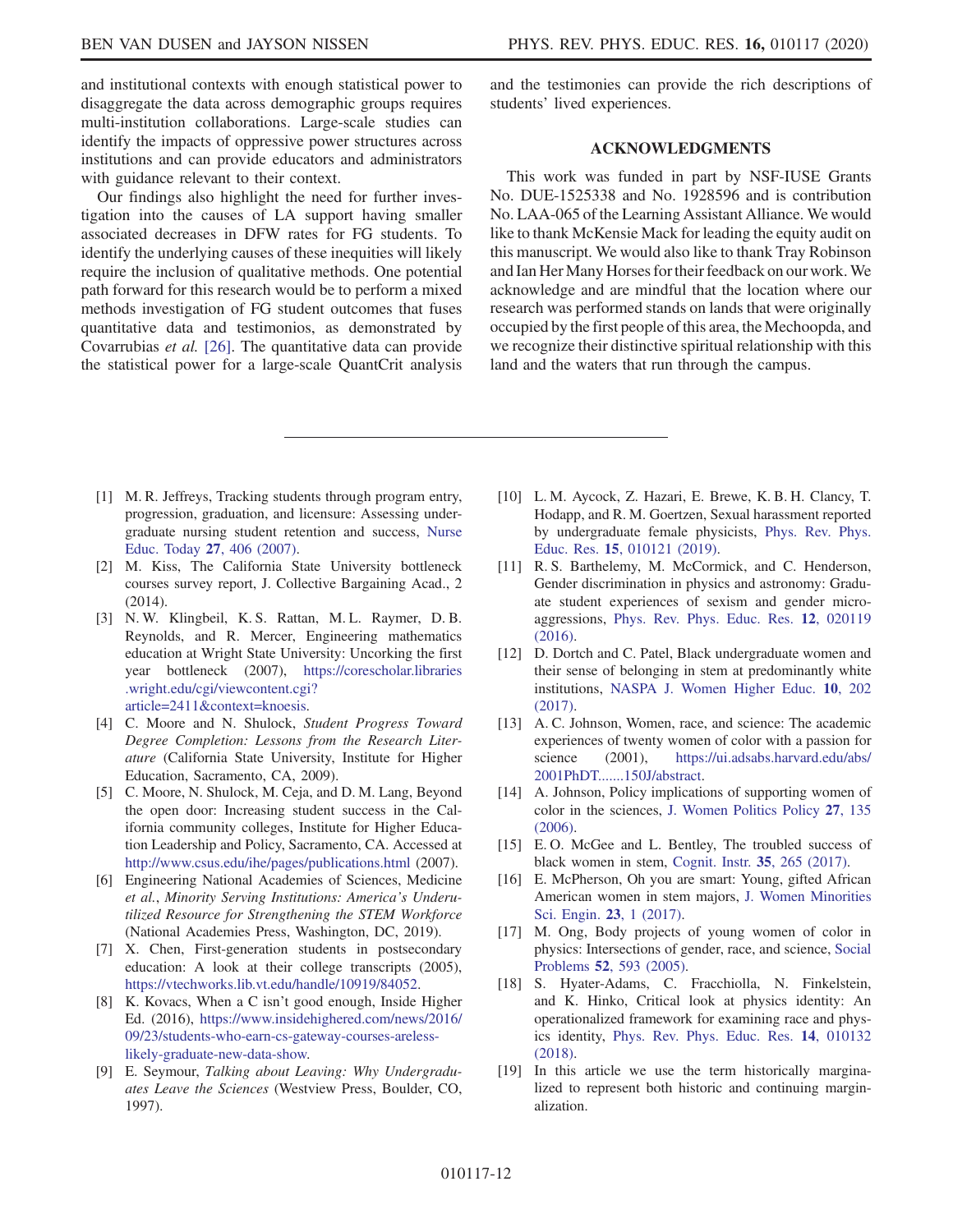and institutional contexts with enough statistical power to disaggregate the data across demographic groups requires multi-institution collaborations. Large-scale studies can identify the impacts of oppressive power structures across institutions and can provide educators and administrators with guidance relevant to their context.

Our findings also highlight the need for further investigation into the causes of LA support having smaller associated decreases in DFW rates for FG students. To identify the underlying causes of these inequities will likely require the inclusion of qualitative methods. One potential path forward for this research would be to perform a mixed methods investigation of FG student outcomes that fuses quantitative data and testimonios, as demonstrated by Covarrubias *et al.* [26]. The quantitative data can provide the statistical power for a large-scale QuantCrit analysis and the testimonies can provide the rich descriptions of students' lived experiences.

## ACKNOWLEDGMENTS

This work was funded in part by NSF-IUSE Grants No. DUE-1525338 and No. 1928596 and is contribution No. LAA-065 of the Learning Assistant Alliance. We would like to thank McKensie Mack for leading the equity audit on this manuscript. We would also like to thank Tray Robinson and Ian Her Many Horses for their feedback on our work. We acknowledge and are mindful that the location where our research was performed stands on lands that were originally occupied by the first people of this area, the Mechoopda, and we recognize their distinctive spiritual relationship with this land and the waters that run through the campus.

---

[1] M. R. Jeffreys, Tracking students through program entry, progression, graduation, and licensure: Assessing undergraduate nursing student retention and success, Nurse Educ. Today **27**, 406 (2007).

[2] M. Kiss, The California State University bottleneck courses survey report, J. Collective Bargaining Acad., 2 (2014).

[3] N. W. Klingbeil, K. S. Rattan, M. L. Raymer, D. B. Reynolds, and R. Mercer, Engineering mathematics education at Wright State University: Uncorking the first year bottleneck (2007), https://corescholar.libraries.wright.edu/cgi/viewcontent.cgi?article=2411&context=knoesis.

[4] C. Moore and N. Shulock, *Student Progress Toward Degree Completion: Lessons from the Research Literature* (California State University, Institute for Higher Education, Sacramento, CA, 2009).

[5] C. Moore, N. Shulock, M. Ceja, and D. M. Lang, Beyond the open door: Increasing student success in the California community colleges, Institute for Higher Education Leadership and Policy, Sacramento, CA. Accessed at http://www.csus.edu/ihe/pages/publications.html (2007).

[6] Engineering National Academies of Sciences, Medicine *et al.*, *Minority Serving Institutions: America's Underutilized Resource for Strengthening the STEM Workforce* (National Academies Press, Washington, DC, 2019).

[7] X. Chen, First-generation students in postsecondary education: A look at their college transcripts (2005), https://vtechworks.lib.vt.edu/handle/10919/84052.

[8] K. Kovacs, When a C isn't good enough, Inside Higher Ed. (2016), https://www.insidehighered.com/news/2016/09/23/students-who-earn-cs-gateway-courses-areless-likely-graduate-new-data-show.

[9] E. Seymour, *Talking about Leaving: Why Undergraduates Leave the Sciences* (Westview Press, Boulder, CO, 1997).

[10] L. M. Aycock, Z. Hazari, E. Brewe, K. B. H. Clancy, T. Hodapp, and R. M. Goertzen, Sexual harassment reported by undergraduate female physicists, Phys. Rev. Phys. Educ. Res. **15**, 010121 (2019).

[11] R. S. Barthelemy, M. McCormick, and C. Henderson, Gender discrimination in physics and astronomy: Graduate student experiences of sexism and gender microaggressions, Phys. Rev. Phys. Educ. Res. **12**, 020119 (2016).

[12] D. Dortch and C. Patel, Black undergraduate women and their sense of belonging in stem at predominantly white institutions, NASPA J. Women Higher Educ. **10**, 202 (2017).

[13] A. C. Johnson, Women, race, and science: The academic experiences of twenty women of color with a passion for science (2001), https://ui.adsabs.harvard.edu/abs/2001PhDT.......150J/abstract.

[14] A. Johnson, Policy implications of supporting women of color in the sciences, J. Women Politics Policy **27**, 135 (2006).

[15] E. O. McGee and L. Bentley, The troubled success of black women in stem, Cognit. Instr. **35**, 265 (2017).

[16] E. McPherson, Oh you are smart: Young, gifted African American women in stem majors, J. Women Minorities Sci. Engin. **23**, 1 (2017).

[17] M. Ong, Body projects of young women of color in physics: Intersections of gender, race, and science, Social Problems **52**, 593 (2005).

[18] S. Hyater-Adams, C. Fracchiolla, N. Finkelstein, and K. Hinko, Critical look at physics identity: An operationalized framework for examining race and physics identity, Phys. Rev. Phys. Educ. Res. **14**, 010132 (2018).

[19] In this article we use the term historically marginalized to represent both historic and continuing marginalization.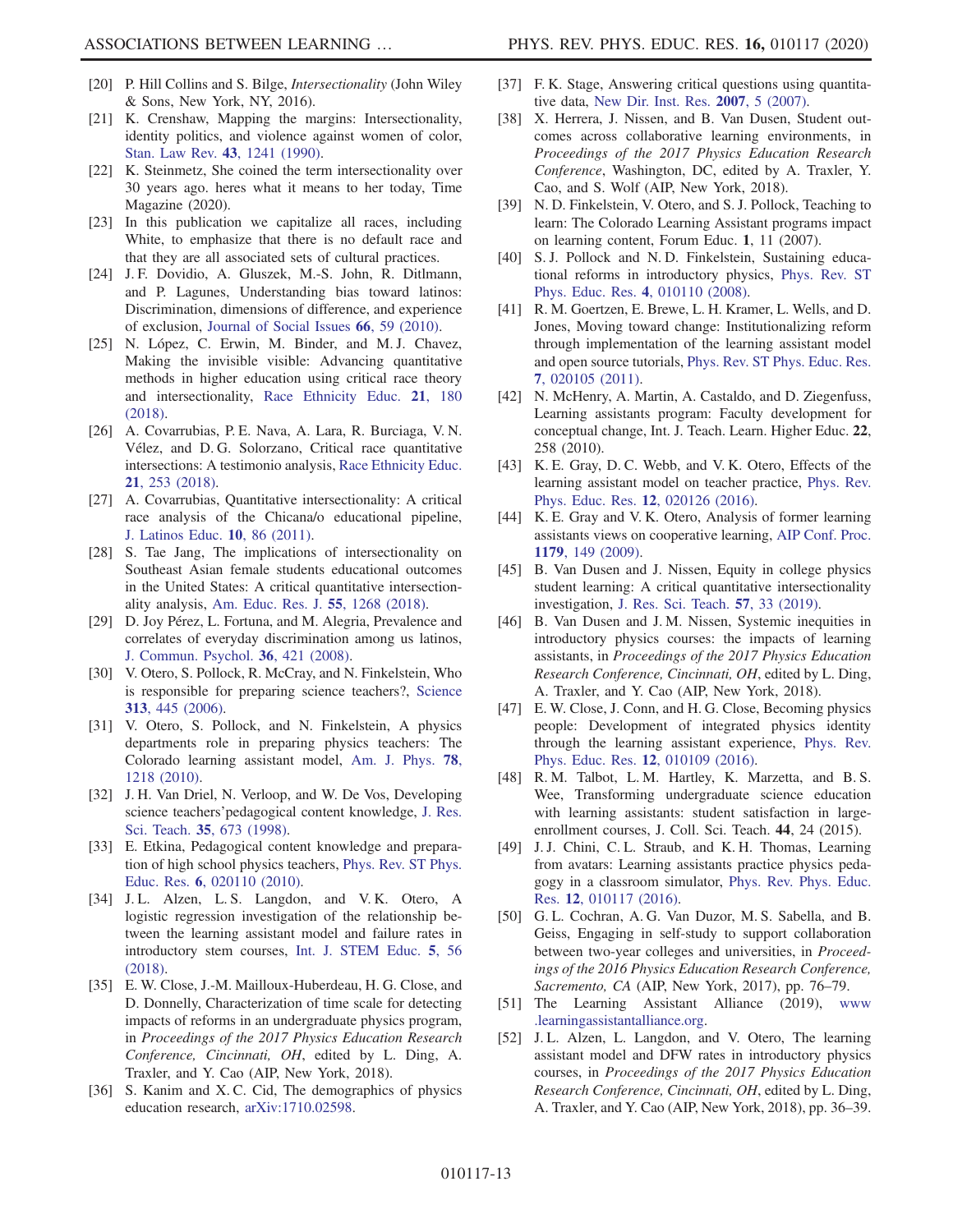[20] P. Hill Collins and S. Bilge, *Intersectionality* (John Wiley & Sons, New York, NY, 2016).

[21] K. Crenshaw, Mapping the margins: Intersectionality, identity politics, and violence against women of color, Stan. Law Rev. **43**, 1241 (1990).

[22] K. Steinmetz, She coined the term intersectionality over 30 years ago. heres what it means to her today, Time Magazine (2020).

[23] In this publication we capitalize all races, including White, to emphasize that there is no default race and that they are all associated sets of cultural practices.

[24] J. F. Dovidio, A. Gluszek, M.-S. John, R. Ditlmann, and P. Lagunes, Understanding bias toward latinos: Discrimination, dimensions of difference, and experience of exclusion, Journal of Social Issues **66**, 59 (2010).

[25] N. López, C. Erwin, M. Binder, and M. J. Chavez, Making the invisible visible: Advancing quantitative methods in higher education using critical race theory and intersectionality, Race Ethnicity Educ. **21**, 180 (2018).

[26] A. Covarrubias, P. E. Nava, A. Lara, R. Burciaga, V. N. Vélez, and D. G. Solorzano, Critical race quantitative intersections: A testimonio analysis, Race Ethnicity Educ. **21**, 253 (2018).

[27] A. Covarrubias, Quantitative intersectionality: A critical race analysis of the Chicana/o educational pipeline, J. Latinos Educ. **10**, 86 (2011).

[28] S. Tae Jang, The implications of intersectionality on Southeast Asian female students educational outcomes in the United States: A critical quantitative intersectionality analysis, Am. Educ. Res. J. **55**, 1268 (2018).

[29] D. Joy Pérez, L. Fortuna, and M. Alegria, Prevalence and correlates of everyday discrimination among us latinos, J. Commun. Psychol. **36**, 421 (2008).

[30] V. Otero, S. Pollock, R. McCray, and N. Finkelstein, Who is responsible for preparing science teachers?, Science **313**, 445 (2006).

[31] V. Otero, S. Pollock, and N. Finkelstein, A physics departments role in preparing physics teachers: The Colorado learning assistant model, Am. J. Phys. **78**, 1218 (2010).

[32] J. H. Van Driel, N. Verloop, and W. De Vos, Developing science teachers'pedagogical content knowledge, J. Res. Sci. Teach. **35**, 673 (1998).

[33] E. Etkina, Pedagogical content knowledge and preparation of high school physics teachers, Phys. Rev. ST Phys. Educ. Res. **6**, 020110 (2010).

[34] J. L. Alzen, L. S. Langdon, and V. K. Otero, A logistic regression investigation of the relationship between the learning assistant model and failure rates in introductory stem courses, Int. J. STEM Educ. **5**, 56 (2018).

[35] E. W. Close, J.-M. Mailloux-Huberdeau, H. G. Close, and D. Donnelly, Characterization of time scale for detecting impacts of reforms in an undergraduate physics program, in *Proceedings of the 2017 Physics Education Research Conference, Cincinnati, OH*, edited by L. Ding, A. Traxler, and Y. Cao (AIP, New York, 2018).

[36] S. Kanim and X. C. Cid, The demographics of physics education research, arXiv:1710.02598.

[37] F. K. Stage, Answering critical questions using quantitative data, New Dir. Inst. Res. **2007**, 5 (2007).

[38] X. Herrera, J. Nissen, and B. Van Dusen, Student outcomes across collaborative learning environments, in *Proceedings of the 2017 Physics Education Research Conference*, Washington, DC, edited by A. Traxler, Y. Cao, and S. Wolf (AIP, New York, 2018).

[39] N. D. Finkelstein, V. Otero, and S. J. Pollock, Teaching to learn: The Colorado Learning Assistant programs impact on learning content, Forum Educ. **1**, 11 (2007).

[40] S. J. Pollock and N. D. Finkelstein, Sustaining educational reforms in introductory physics, Phys. Rev. ST Phys. Educ. Res. **4**, 010110 (2008).

[41] R. M. Goertzen, E. Brewe, L. H. Kramer, L. Wells, and D. Jones, Moving toward change: Institutionalizing reform through implementation of the learning assistant model and open source tutorials, Phys. Rev. ST Phys. Educ. Res. **7**, 020105 (2011).

[42] N. McHenry, A. Martin, A. Castaldo, and D. Ziegenfuss, Learning assistants program: Faculty development for conceptual change, Int. J. Teach. Learn. Higher Educ. **22**, 258 (2010).

[43] K. E. Gray, D. C. Webb, and V. K. Otero, Effects of the learning assistant model on teacher practice, Phys. Rev. Phys. Educ. Res. **12**, 020126 (2016).

[44] K. E. Gray and V. K. Otero, Analysis of former learning assistants views on cooperative learning, AIP Conf. Proc. **1179**, 149 (2009).

[45] B. Van Dusen and J. Nissen, Equity in college physics student learning: A critical quantitative intersectionality investigation, J. Res. Sci. Teach. **57**, 33 (2019).

[46] B. Van Dusen and J. M. Nissen, Systemic inequities in introductory physics courses: the impacts of learning assistants, in *Proceedings of the 2017 Physics Education Research Conference, Cincinnati, OH*, edited by L. Ding, A. Traxler, and Y. Cao (AIP, New York, 2018).

[47] E. W. Close, J. Conn, and H. G. Close, Becoming physics people: Development of integrated physics identity through the learning assistant experience, Phys. Rev. Phys. Educ. Res. **12**, 010109 (2016).

[48] R. M. Talbot, L. M. Hartley, K. Marzetta, and B. S. Wee, Transforming undergraduate science education with learning assistants: student satisfaction in large-enrollment courses, J. Coll. Sci. Teach. **44**, 24 (2015).

[49] J. J. Chini, C. L. Straub, and K. H. Thomas, Learning from avatars: Learning assistants practice physics pedagogy in a classroom simulator, Phys. Rev. Phys. Educ. Res. **12**, 010117 (2016).

[50] G. L. Cochran, A. G. Van Duzor, M. S. Sabella, and B. Geiss, Engaging in self-study to support collaboration between two-year colleges and universities, in *Proceedings of the 2016 Physics Education Research Conference, Sacremento, CA* (AIP, New York, 2017), pp. 76–79.

[51] The Learning Assistant Alliance (2019), www.learningassistantalliance.org.

[52] J. L. Alzen, L. Langdon, and V. Otero, The learning assistant model and DFW rates in introductory physics courses, in *Proceedings of the 2017 Physics Education Research Conference, Cincinnati, OH*, edited by L. Ding, A. Traxler, and Y. Cao (AIP, New York, 2018), pp. 36–39.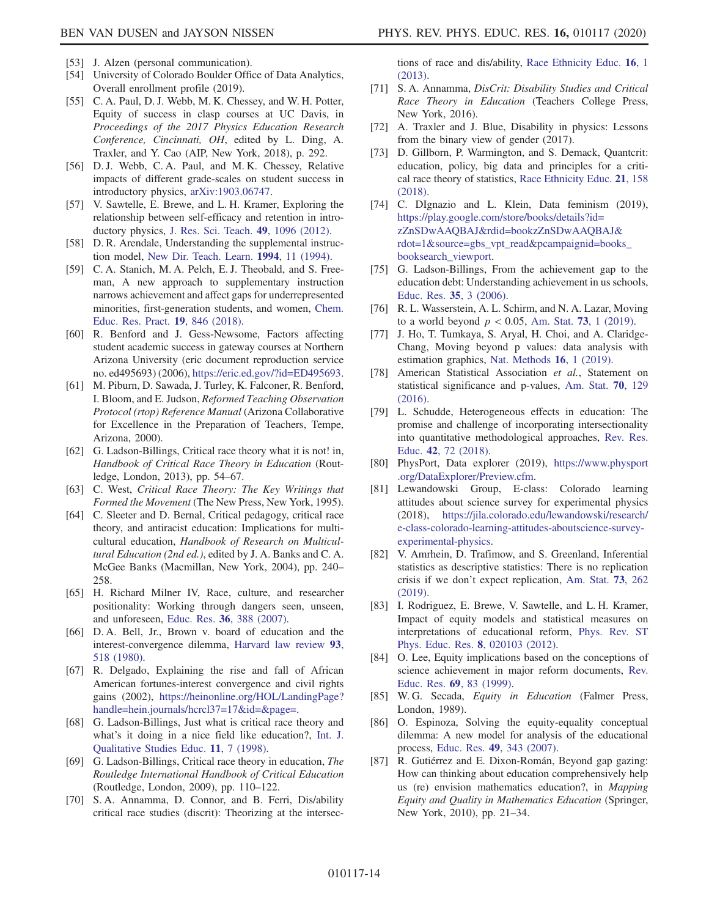[53] J. Alzen (personal communication).

[54] University of Colorado Boulder Office of Data Analytics, Overall enrollment profile (2019).

[55] C. A. Paul, D. J. Webb, M. K. Chessey, and W. H. Potter, Equity of success in clasp courses at UC Davis, in *Proceedings of the 2017 Physics Education Research Conference, Cincinnati, OH*, edited by L. Ding, A. Traxler, and Y. Cao (AIP, New York, 2018), p. 292.

[56] D. J. Webb, C. A. Paul, and M. K. Chessey, Relative impacts of different grade-scales on student success in introductory physics, arXiv:1903.06747.

[57] V. Sawtelle, E. Brewe, and L. H. Kramer, Exploring the relationship between self-efficacy and retention in introductory physics, J. Res. Sci. Teach. **49**, 1096 (2012).

[58] D. R. Arendale, Understanding the supplemental instruction model, New Dir. Teach. Learn. **1994**, 11 (1994).

[59] C. A. Stanich, M. A. Pelch, E. J. Theobald, and S. Freeman, A new approach to supplementary instruction narrows achievement and affect gaps for underrepresented minorities, first-generation students, and women, Chem. Educ. Res. Pract. **19**, 846 (2018).

[60] R. Benford and J. Gess-Newsome, Factors affecting student academic success in gateway courses at Northern Arizona University (eric document reproduction service no. ed495693) (2006), https://eric.ed.gov/?id=ED495693.

[61] M. Piburn, D. Sawada, J. Turley, K. Falconer, R. Benford, I. Bloom, and E. Judson, *Reformed Teaching Observation Protocol (rtop) Reference Manual* (Arizona Collaborative for Excellence in the Preparation of Teachers, Tempe, Arizona, 2000).

[62] G. Ladson-Billings, Critical race theory what it is not! in, *Handbook of Critical Race Theory in Education* (Routledge, London, 2013), pp. 54–67.

[63] C. West, *Critical Race Theory: The Key Writings that Formed the Movement* (The New Press, New York, 1995).

[64] C. Sleeter and D. Bernal, Critical pedagogy, critical race theory, and antiracist education: Implications for multicultural education, *Handbook of Research on Multicultural Education (2nd ed.)*, edited by J. A. Banks and C. A. McGee Banks (Macmillan, New York, 2004), pp. 240–258.

[65] H. Richard Milner IV, Race, culture, and researcher positionality: Working through dangers seen, unseen, and unforeseen, Educ. Res. **36**, 388 (2007).

[66] D. A. Bell, Jr., Brown v. board of education and the interest-convergence dilemma, Harvard law review **93**, 518 (1980).

[67] R. Delgado, Explaining the rise and fall of African American fortunes-interest convergence and civil rights gains (2002), https://heinonline.org/HOL/LandingPage?handle=hein.journals/hcrcl37=17&id=&page=.

[68] G. Ladson-Billings, Just what is critical race theory and what's it doing in a nice field like education?, Int. J. Qualitative Studies Educ. **11**, 7 (1998).

[69] G. Ladson-Billings, Critical race theory in education, *The Routledge International Handbook of Critical Education* (Routledge, London, 2009), pp. 110–122.

[70] S. A. Annamma, D. Connor, and B. Ferri, Dis/ability critical race studies (discrit): Theorizing at the intersections of race and dis/ability, Race Ethnicity Educ. **16**, 1 (2013).

[71] S. A. Annamma, *DisCrit: Disability Studies and Critical Race Theory in Education* (Teachers College Press, New York, 2016).

[72] A. Traxler and J. Blue, Disability in physics: Lessons from the binary view of gender (2017).

[73] D. Gillborn, P. Warmington, and S. Demack, Quantcrit: education, policy, big data and principles for a critical race theory of statistics, Race Ethnicity Educ. **21**, 158 (2018).

[74] C. DIgnazio and L. Klein, Data feminism (2019), https://play.google.com/store/books/details?id=zZnSDwAAQBAJ&rdid=bookzZnSDwAAQBAJ&rdot=1&source=gbs_vpt_read&pcampaignid=books_booksearch_viewport.

[75] G. Ladson-Billings, From the achievement gap to the education debt: Understanding achievement in us schools, Educ. Res. **35**, 3 (2006).

[76] R. L. Wasserstein, A. L. Schirm, and N. A. Lazar, Moving to a world beyond $p < 0.05$, Am. Stat. **73**, 1 (2019).

[77] J. Ho, T. Tumkaya, S. Aryal, H. Choi, and A. Claridge-Chang, Moving beyond p values: data analysis with estimation graphics, Nat. Methods **16**, 1 (2019).

[78] American Statistical Association *et al.*, Statement on statistical significance and p-values, Am. Stat. **70**, 129 (2016).

[79] L. Schudde, Heterogeneous effects in education: The promise and challenge of incorporating intersectionality into quantitative methodological approaches, Rev. Res. Educ. **42**, 72 (2018).

[80] PhysPort, Data explorer (2019), https://www.physport.org/DataExplorer/Preview.cfm.

[81] Lewandowski Group, E-class: Colorado learning attitudes about science survey for experimental physics (2018), https://jila.colorado.edu/lewandowski/research/e-class-colorado-learning-attitudes-aboutscience-survey-experimental-physics.

[82] V. Amrhein, D. Trafimow, and S. Greenland, Inferential statistics as descriptive statistics: There is no replication crisis if we don't expect replication, Am. Stat. **73**, 262 (2019).

[83] I. Rodriguez, E. Brewe, V. Sawtelle, and L. H. Kramer, Impact of equity models and statistical measures on interpretations of educational reform, Phys. Rev. ST Phys. Educ. Res. **8**, 020103 (2012).

[84] O. Lee, Equity implications based on the conceptions of science achievement in major reform documents, Rev. Educ. Res. **69**, 83 (1999).

[85] W. G. Secada, *Equity in Education* (Falmer Press, London, 1989).

[86] O. Espinoza, Solving the equity-equality conceptual dilemma: A new model for analysis of the educational process, Educ. Res. **49**, 343 (2007).

[87] R. Gutiérrez and E. Dixon-Román, Beyond gap gazing: How can thinking about education comprehensively help us (re) envision mathematics education?, in *Mapping Equity and Quality in Mathematics Education* (Springer, New York, 2010), pp. 21–34.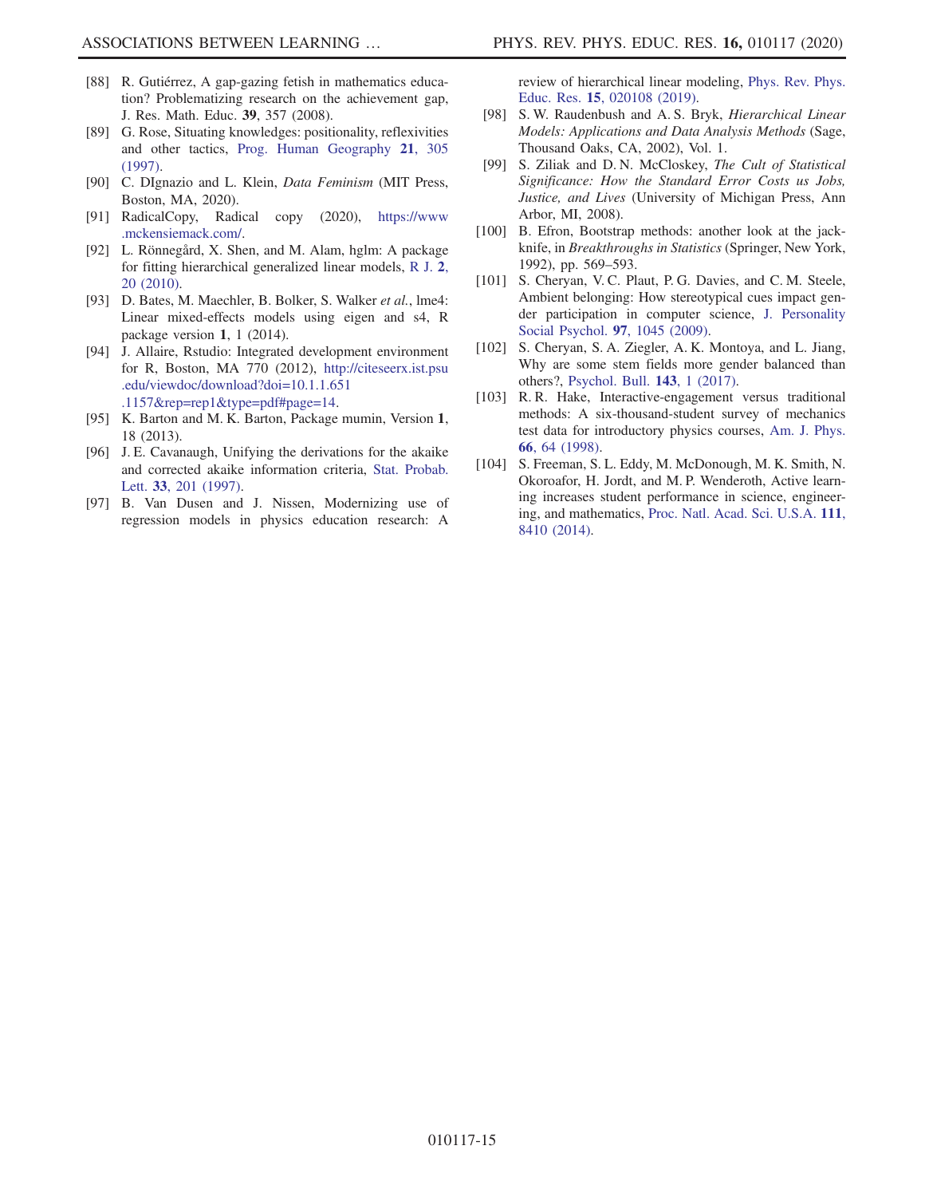[88] R. Gutiérrez, A gap-gazing fetish in mathematics education? Problematizing research on the achievement gap, J. Res. Math. Educ. **39**, 357 (2008).

[89] G. Rose, Situating knowledges: positionality, reflexivities and other tactics, Prog. Human Geography **21**, 305 (1997).

[90] C. DIgnazio and L. Klein, *Data Feminism* (MIT Press, Boston, MA, 2020).

[91] RadicalCopy, Radical copy (2020), https://www.mckensiemack.com/.

[92] L. Rönnegård, X. Shen, and M. Alam, hglm: A package for fitting hierarchical generalized linear models, R J. **2**, 20 (2010).

[93] D. Bates, M. Maechler, B. Bolker, S. Walker *et al.*, lme4: Linear mixed-effects models using eigen and s4, R package version **1**, 1 (2014).

[94] J. Allaire, Rstudio: Integrated development environment for R, Boston, MA 770 (2012), http://citeseerx.ist.psu.edu/viewdoc/download?doi=10.1.1.651.1157&rep=rep1&type=pdf#page=14.

[95] K. Barton and M. K. Barton, Package mumin, Version **1**, 18 (2013).

[96] J. E. Cavanaugh, Unifying the derivations for the akaike and corrected akaike information criteria, Stat. Probab. Lett. **33**, 201 (1997).

[97] B. Van Dusen and J. Nissen, Modernizing use of regression models in physics education research: A review of hierarchical linear modeling, Phys. Rev. Phys. Educ. Res. **15**, 020108 (2019).

[98] S. W. Raudenbush and A. S. Bryk, *Hierarchical Linear Models: Applications and Data Analysis Methods* (Sage, Thousand Oaks, CA, 2002), Vol. 1.

[99] S. Ziliak and D. N. McCloskey, *The Cult of Statistical Significance: How the Standard Error Costs us Jobs, Justice, and Lives* (University of Michigan Press, Ann Arbor, MI, 2008).

[100] B. Efron, Bootstrap methods: another look at the jackknife, in *Breakthroughs in Statistics* (Springer, New York, 1992), pp. 569–593.

[101] S. Cheryan, V. C. Plaut, P. G. Davies, and C. M. Steele, Ambient belonging: How stereotypical cues impact gender participation in computer science, J. Personality Social Psychol. **97**, 1045 (2009).

[102] S. Cheryan, S. A. Ziegler, A. K. Montoya, and L. Jiang, Why are some stem fields more gender balanced than others?, Psychol. Bull. **143**, 1 (2017).

[103] R. R. Hake, Interactive-engagement versus traditional methods: A six-thousand-student survey of mechanics test data for introductory physics courses, Am. J. Phys. **66**, 64 (1998).

[104] S. Freeman, S. L. Eddy, M. McDonough, M. K. Smith, N. Okoroafor, H. Jordt, and M. P. Wenderoth, Active learning increases student performance in science, engineering, and mathematics, Proc. Natl. Acad. Sci. U.S.A. **111**, 8410 (2014).